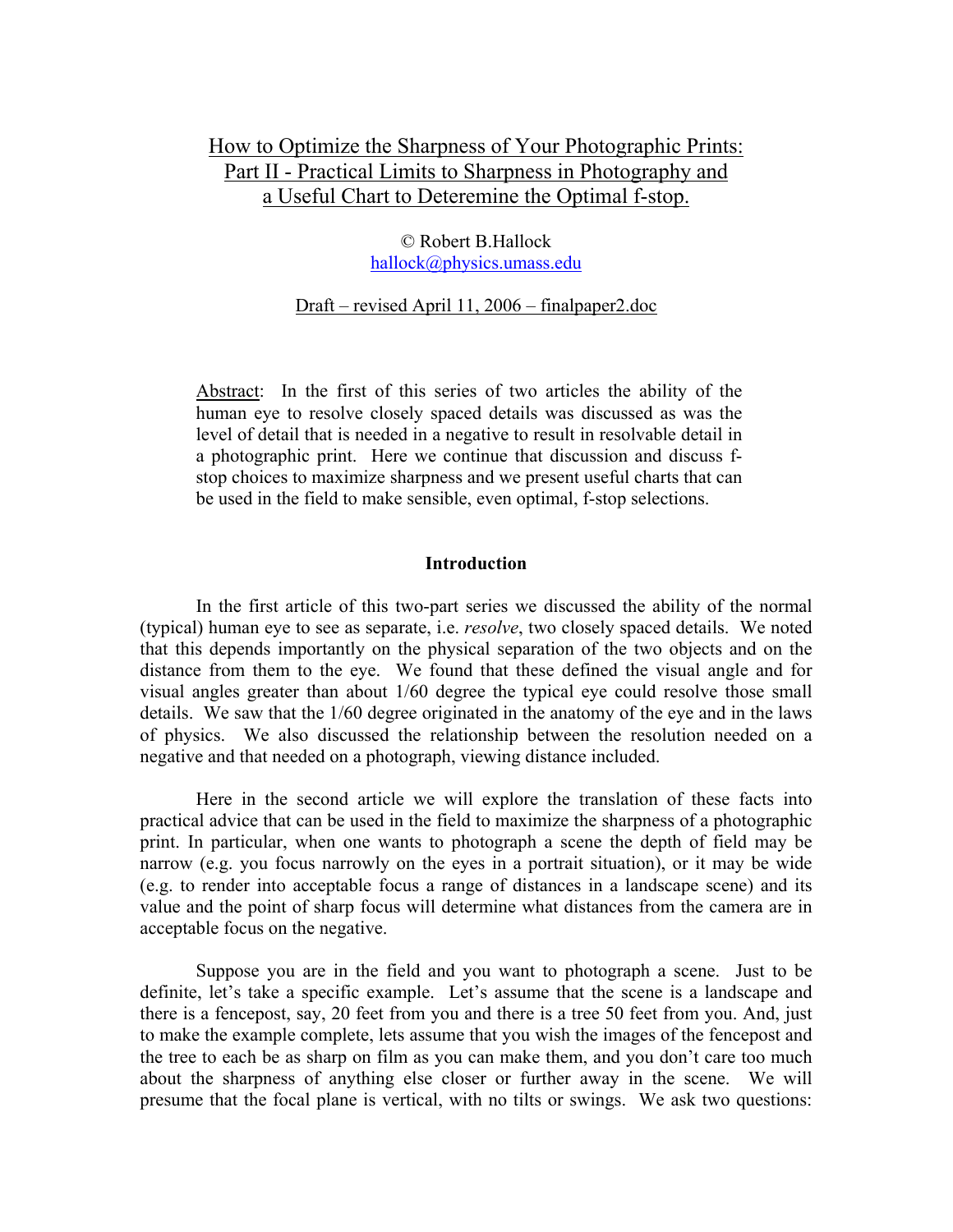# How to Optimize the Sharpness of Your Photographic Prints: Part II - Practical Limits to Sharpness in Photography and a Useful Chart to Deteremine the Optimal f-stop.

© Robert B.Hallock
hallock@physics.umass.edu

Draft – revised April 11, 2006 – finalpaper2.doc

Abstract: In the first of this series of two articles the ability of the human eye to resolve closely spaced details was discussed as was the level of detail that is needed in a negative to result in resolvable detail in a photographic print. Here we continue that discussion and discuss f-stop choices to maximize sharpness and we present useful charts that can be used in the field to make sensible, even optimal, f-stop selections.

## Introduction

In the first article of this two-part series we discussed the ability of the normal (typical) human eye to see as separate, i.e. *resolve*, two closely spaced details. We noted that this depends importantly on the physical separation of the two objects and on the distance from them to the eye. We found that these defined the visual angle and for visual angles greater than about 1/60 degree the typical eye could resolve those small details. We saw that the 1/60 degree originated in the anatomy of the eye and in the laws of physics. We also discussed the relationship between the resolution needed on a negative and that needed on a photograph, viewing distance included.

Here in the second article we will explore the translation of these facts into practical advice that can be used in the field to maximize the sharpness of a photographic print. In particular, when one wants to photograph a scene the depth of field may be narrow (e.g. you focus narrowly on the eyes in a portrait situation), or it may be wide (e.g. to render into acceptable focus a range of distances in a landscape scene) and its value and the point of sharp focus will determine what distances from the camera are in acceptable focus on the negative.

Suppose you are in the field and you want to photograph a scene. Just to be definite, let's take a specific example. Let's assume that the scene is a landscape and there is a fencepost, say, 20 feet from you and there is a tree 50 feet from you. And, just to make the example complete, lets assume that you wish the images of the fencepost and the tree to each be as sharp on film as you can make them, and you don't care too much about the sharpness of anything else closer or further away in the scene. We will presume that the focal plane is vertical, with no tilts or swings. We ask two questions: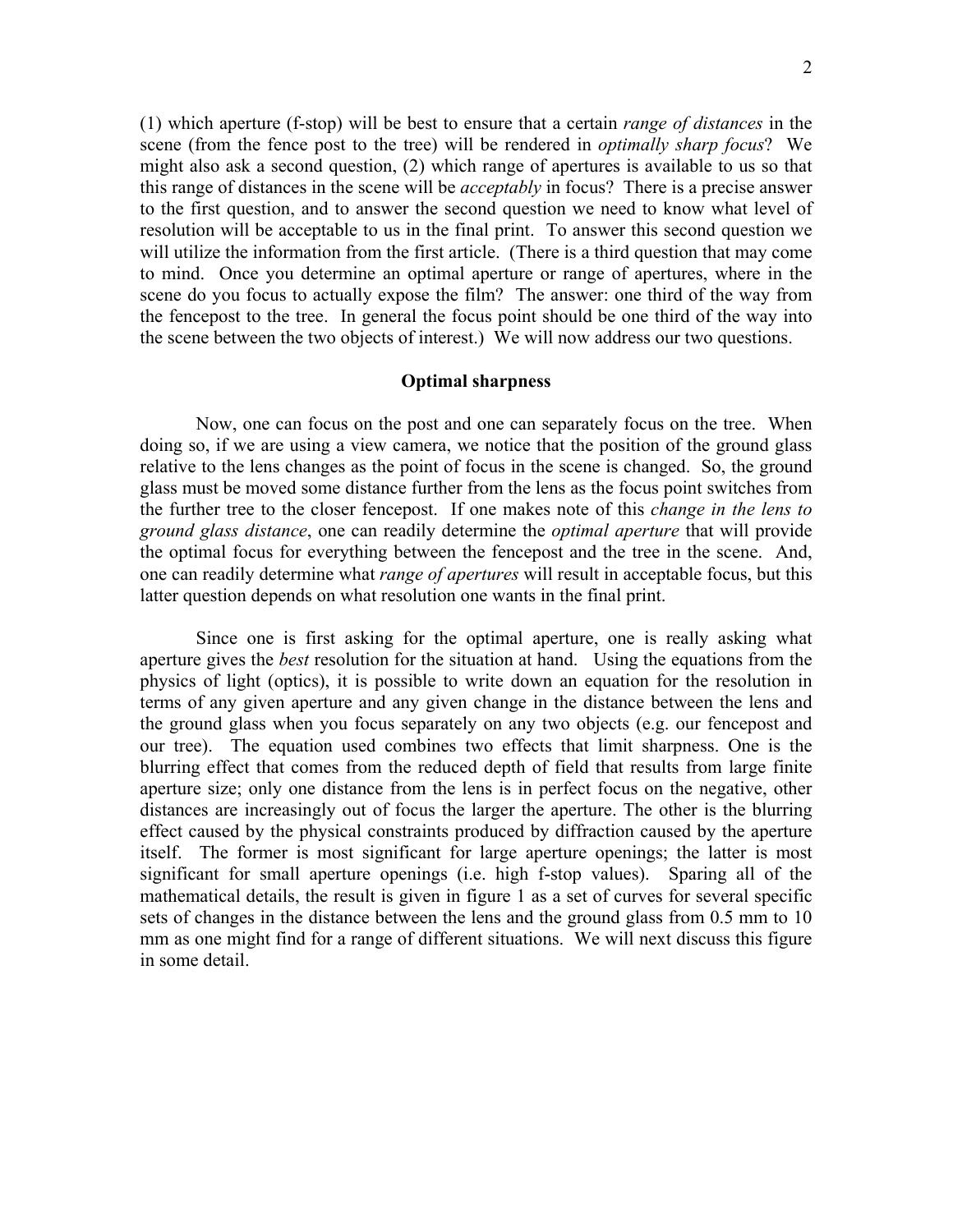(1) which aperture (f-stop) will be best to ensure that a certain *range of distances* in the scene (from the fence post to the tree) will be rendered in *optimally sharp focus*? We might also ask a second question, (2) which range of apertures is available to us so that this range of distances in the scene will be *acceptably* in focus? There is a precise answer to the first question, and to answer the second question we need to know what level of resolution will be acceptable to us in the final print. To answer this second question we will utilize the information from the first article. (There is a third question that may come to mind. Once you determine an optimal aperture or range of apertures, where in the scene do you focus to actually expose the film? The answer: one third of the way from the fencepost to the tree. In general the focus point should be one third of the way into the scene between the two objects of interest.) We will now address our two questions.

## Optimal sharpness

Now, one can focus on the post and one can separately focus on the tree. When doing so, if we are using a view camera, we notice that the position of the ground glass relative to the lens changes as the point of focus in the scene is changed. So, the ground glass must be moved some distance further from the lens as the focus point switches from the further tree to the closer fencepost. If one makes note of this *change in the lens to ground glass distance*, one can readily determine the *optimal aperture* that will provide the optimal focus for everything between the fencepost and the tree in the scene. And, one can readily determine what *range of apertures* will result in acceptable focus, but this latter question depends on what resolution one wants in the final print.

Since one is first asking for the optimal aperture, one is really asking what aperture gives the *best* resolution for the situation at hand. Using the equations from the physics of light (optics), it is possible to write down an equation for the resolution in terms of any given aperture and any given change in the distance between the lens and the ground glass when you focus separately on any two objects (e.g. our fencepost and our tree). The equation used combines two effects that limit sharpness. One is the blurring effect that comes from the reduced depth of field that results from large finite aperture size; only one distance from the lens is in perfect focus on the negative, other distances are increasingly out of focus the larger the aperture. The other is the blurring effect caused by the physical constraints produced by diffraction caused by the aperture itself. The former is most significant for large aperture openings; the latter is most significant for small aperture openings (i.e. high f-stop values). Sparing all of the mathematical details, the result is given in figure 1 as a set of curves for several specific sets of changes in the distance between the lens and the ground glass from 0.5 mm to 10 mm as one might find for a range of different situations. We will next discuss this figure in some detail.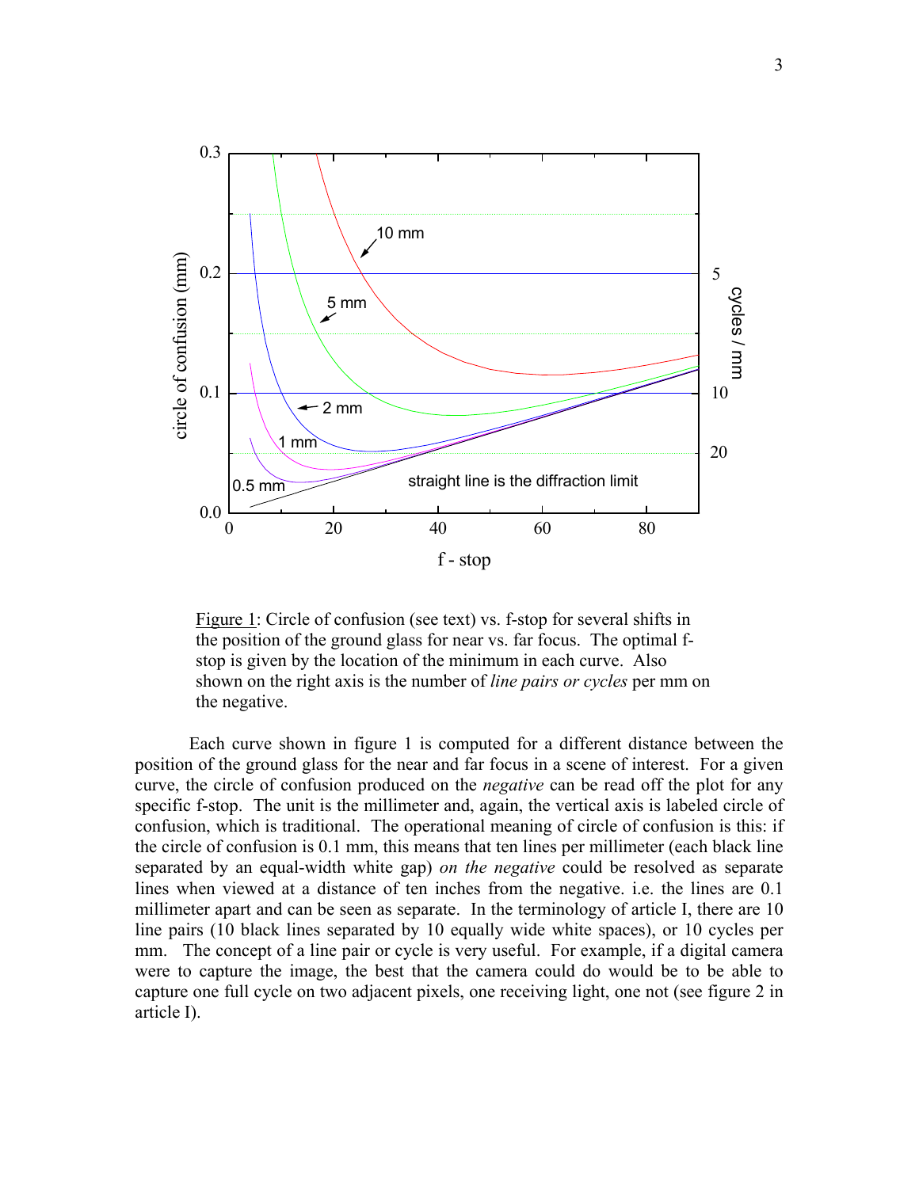Figure 1: Circle of confusion (see text) vs. f-stop for several shifts in the position of the ground glass for near vs. far focus. The optimal f-stop is given by the location of the minimum in each curve. Also shown on the right axis is the number of *line pairs or cycles* per mm on the negative.

Each curve shown in figure 1 is computed for a different distance between the position of the ground glass for the near and far focus in a scene of interest. For a given curve, the circle of confusion produced on the *negative* can be read off the plot for any specific f-stop. The unit is the millimeter and, again, the vertical axis is labeled circle of confusion, which is traditional. The operational meaning of circle of confusion is this: if the circle of confusion is 0.1 mm, this means that ten lines per millimeter (each black line separated by an equal-width white gap) *on the negative* could be resolved as separate lines when viewed at a distance of ten inches from the negative. i.e. the lines are 0.1 millimeter apart and can be seen as separate. In the terminology of article I, there are 10 line pairs (10 black lines separated by 10 equally wide white spaces), or 10 cycles per mm. The concept of a line pair or cycle is very useful. For example, if a digital camera were to capture the image, the best that the camera could do would be to be able to capture one full cycle on two adjacent pixels, one receiving light, one not (see figure 2 in article I).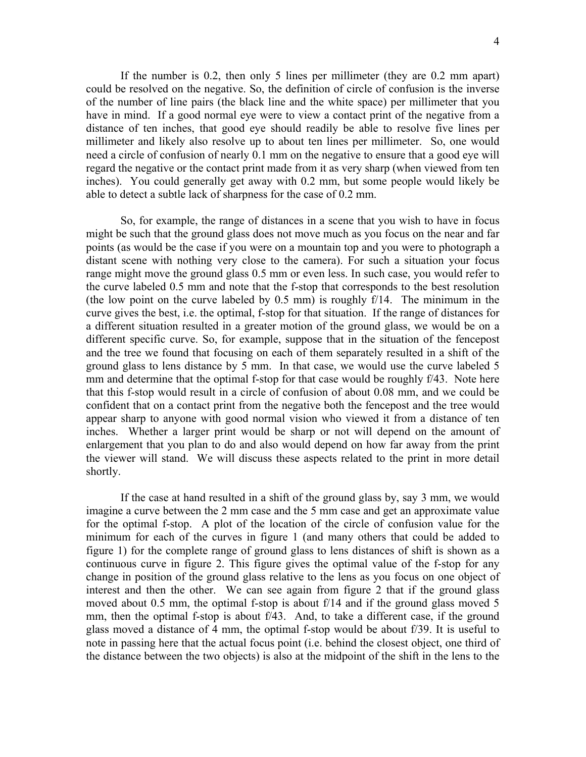If the number is 0.2, then only 5 lines per millimeter (they are 0.2 mm apart) could be resolved on the negative. So, the definition of circle of confusion is the inverse of the number of line pairs (the black line and the white space) per millimeter that you have in mind. If a good normal eye were to view a contact print of the negative from a distance of ten inches, that good eye should readily be able to resolve five lines per millimeter and likely also resolve up to about ten lines per millimeter. So, one would need a circle of confusion of nearly 0.1 mm on the negative to ensure that a good eye will regard the negative or the contact print made from it as very sharp (when viewed from ten inches). You could generally get away with 0.2 mm, but some people would likely be able to detect a subtle lack of sharpness for the case of 0.2 mm.

So, for example, the range of distances in a scene that you wish to have in focus might be such that the ground glass does not move much as you focus on the near and far points (as would be the case if you were on a mountain top and you were to photograph a distant scene with nothing very close to the camera). For such a situation your focus range might move the ground glass 0.5 mm or even less. In such case, you would refer to the curve labeled 0.5 mm and note that the f-stop that corresponds to the best resolution (the low point on the curve labeled by 0.5 mm) is roughly f/14. The minimum in the curve gives the best, i.e. the optimal, f-stop for that situation. If the range of distances for a different situation resulted in a greater motion of the ground glass, we would be on a different specific curve. So, for example, suppose that in the situation of the fencepost and the tree we found that focusing on each of them separately resulted in a shift of the ground glass to lens distance by 5 mm. In that case, we would use the curve labeled 5 mm and determine that the optimal f-stop for that case would be roughly f/43. Note here that this f-stop would result in a circle of confusion of about 0.08 mm, and we could be confident that on a contact print from the negative both the fencepost and the tree would appear sharp to anyone with good normal vision who viewed it from a distance of ten inches. Whether a larger print would be sharp or not will depend on the amount of enlargement that you plan to do and also would depend on how far away from the print the viewer will stand. We will discuss these aspects related to the print in more detail shortly.

If the case at hand resulted in a shift of the ground glass by, say 3 mm, we would imagine a curve between the 2 mm case and the 5 mm case and get an approximate value for the optimal f-stop. A plot of the location of the circle of confusion value for the minimum for each of the curves in figure 1 (and many others that could be added to figure 1) for the complete range of ground glass to lens distances of shift is shown as a continuous curve in figure 2. This figure gives the optimal value of the f-stop for any change in position of the ground glass relative to the lens as you focus on one object of interest and then the other. We can see again from figure 2 that if the ground glass moved about 0.5 mm, the optimal f-stop is about f/14 and if the ground glass moved 5 mm, then the optimal f-stop is about f/43. And, to take a different case, if the ground glass moved a distance of 4 mm, the optimal f-stop would be about f/39. It is useful to note in passing here that the actual focus point (i.e. behind the closest object, one third of the distance between the two objects) is also at the midpoint of the shift in the lens to the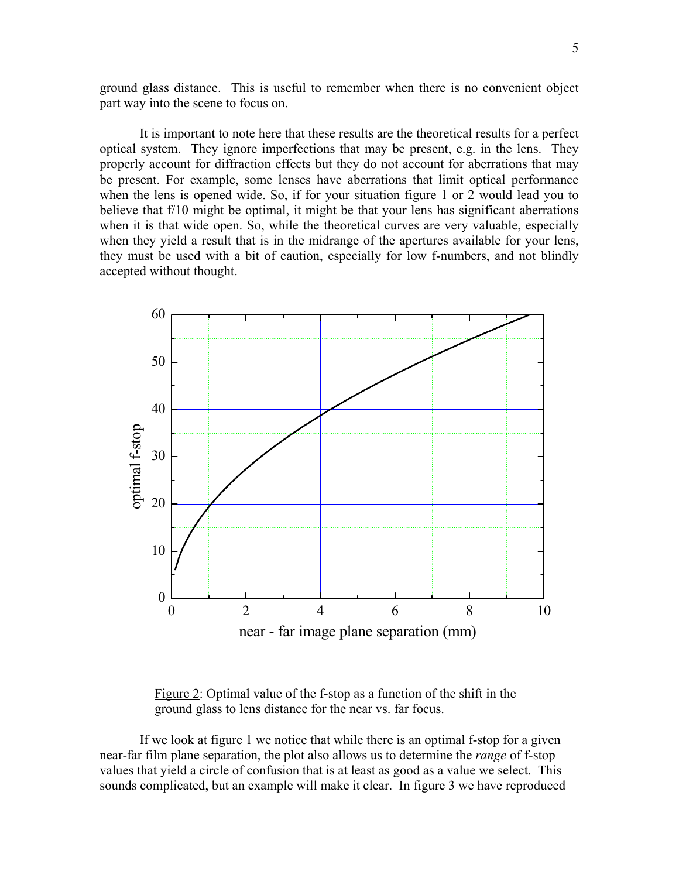ground glass distance. This is useful to remember when there is no convenient object part way into the scene to focus on.

It is important to note here that these results are the theoretical results for a perfect optical system. They ignore imperfections that may be present, e.g. in the lens. They properly account for diffraction effects but they do not account for aberrations that may be present. For example, some lenses have aberrations that limit optical performance when the lens is opened wide. So, if for your situation figure 1 or 2 would lead you to believe that f/10 might be optimal, it might be that your lens has significant aberrations when it is that wide open. So, while the theoretical curves are very valuable, especially when they yield a result that is in the midrange of the apertures available for your lens, they must be used with a bit of caution, especially for low f-numbers, and not blindly accepted without thought.

Figure 2: Optimal value of the f-stop as a function of the shift in the ground glass to lens distance for the near vs. far focus.

If we look at figure 1 we notice that while there is an optimal f-stop for a given near-far film plane separation, the plot also allows us to determine the *range* of f-stop values that yield a circle of confusion that is at least as good as a value we select. This sounds complicated, but an example will make it clear. In figure 3 we have reproduced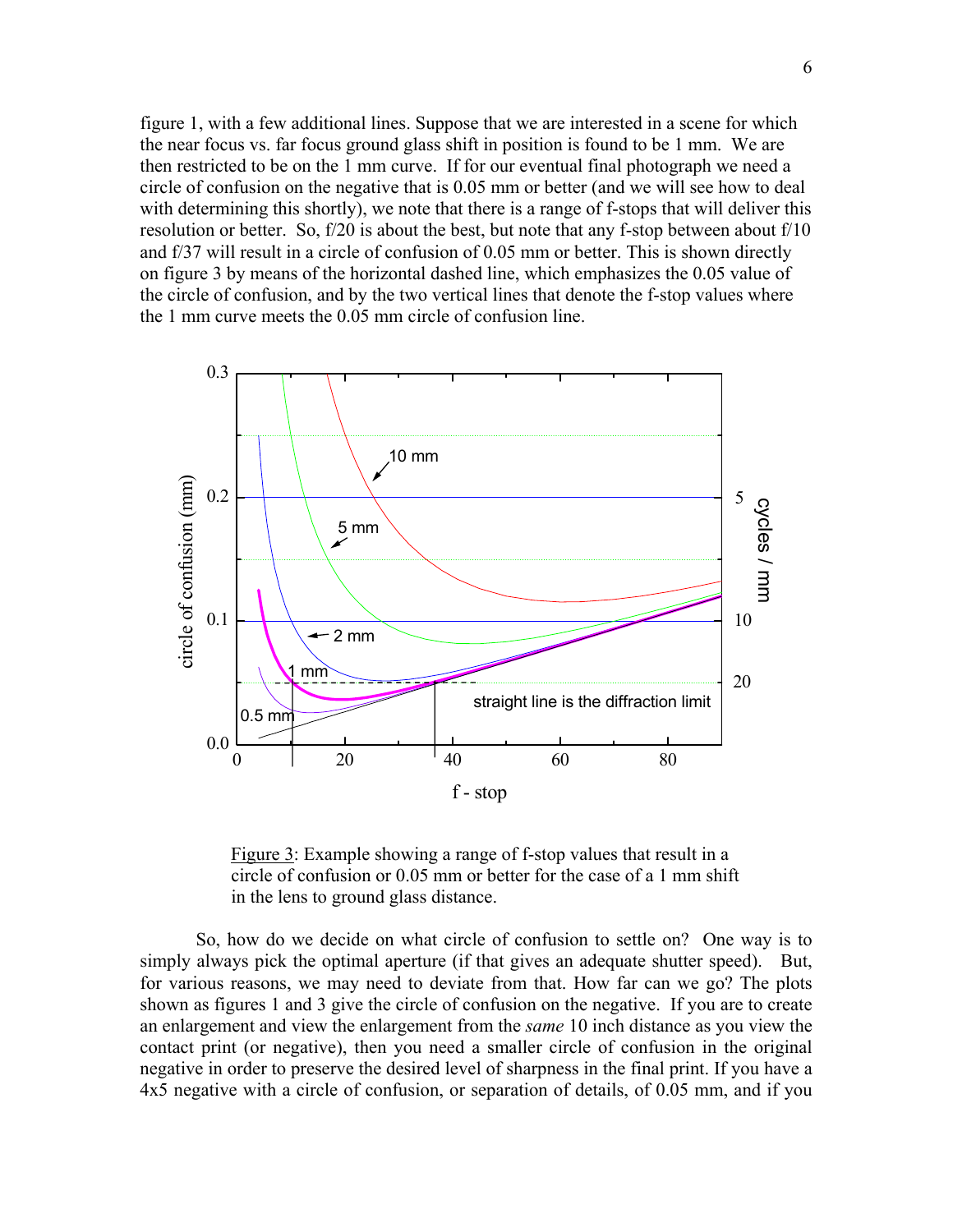figure 1, with a few additional lines. Suppose that we are interested in a scene for which the near focus vs. far focus ground glass shift in position is found to be 1 mm. We are then restricted to be on the 1 mm curve. If for our eventual final photograph we need a circle of confusion on the negative that is 0.05 mm or better (and we will see how to deal with determining this shortly), we note that there is a range of f-stops that will deliver this resolution or better. So, f/20 is about the best, but note that any f-stop between about f/10 and f/37 will result in a circle of confusion of 0.05 mm or better. This is shown directly on figure 3 by means of the horizontal dashed line, which emphasizes the 0.05 value of the circle of confusion, and by the two vertical lines that denote the f-stop values where the 1 mm curve meets the 0.05 mm circle of confusion line.

Figure 3: Example showing a range of f-stop values that result in a circle of confusion or 0.05 mm or better for the case of a 1 mm shift in the lens to ground glass distance.

So, how do we decide on what circle of confusion to settle on? One way is to simply always pick the optimal aperture (if that gives an adequate shutter speed). But, for various reasons, we may need to deviate from that. How far can we go? The plots shown as figures 1 and 3 give the circle of confusion on the negative. If you are to create an enlargement and view the enlargement from the *same* 10 inch distance as you view the contact print (or negative), then you need a smaller circle of confusion in the original negative in order to preserve the desired level of sharpness in the final print. If you have a 4x5 negative with a circle of confusion, or separation of details, of 0.05 mm, and if you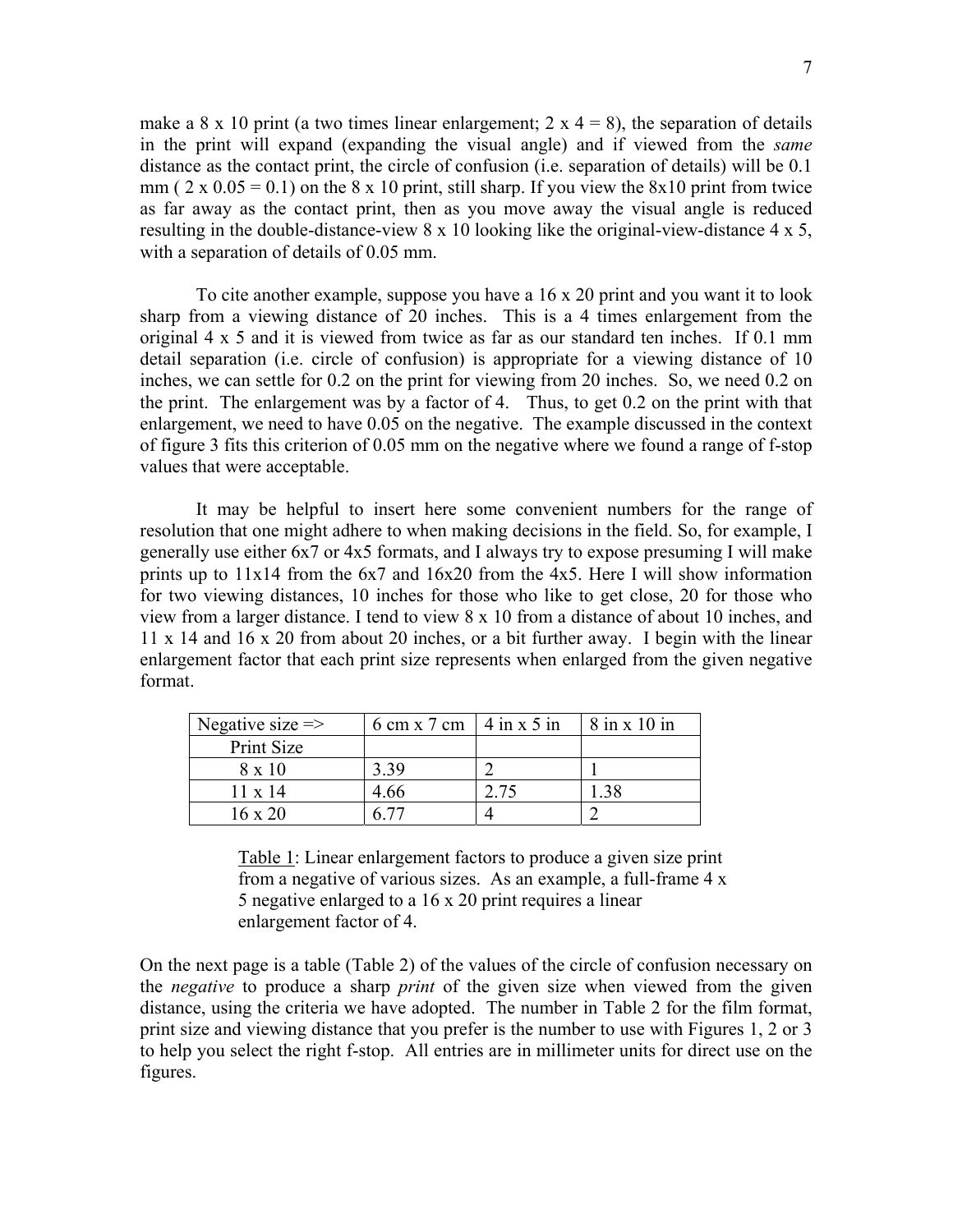make a 8 x 10 print (a two times linear enlargement; 2 x 4 = 8), the separation of details in the print will expand (expanding the visual angle) and if viewed from the *same* distance as the contact print, the circle of confusion (i.e. separation of details) will be 0.1 mm ( 2 x 0.05 = 0.1) on the 8 x 10 print, still sharp. If you view the 8x10 print from twice as far away as the contact print, then as you move away the visual angle is reduced resulting in the double-distance-view 8 x 10 looking like the original-view-distance 4 x 5, with a separation of details of 0.05 mm.

To cite another example, suppose you have a 16 x 20 print and you want it to look sharp from a viewing distance of 20 inches. This is a 4 times enlargement from the original 4 x 5 and it is viewed from twice as far as our standard ten inches. If 0.1 mm detail separation (i.e. circle of confusion) is appropriate for a viewing distance of 10 inches, we can settle for 0.2 on the print for viewing from 20 inches. So, we need 0.2 on the print. The enlargement was by a factor of 4. Thus, to get 0.2 on the print with that enlargement, we need to have 0.05 on the negative. The example discussed in the context of figure 3 fits this criterion of 0.05 mm on the negative where we found a range of f-stop values that were acceptable.

It may be helpful to insert here some convenient numbers for the range of resolution that one might adhere to when making decisions in the field. So, for example, I generally use either 6x7 or 4x5 formats, and I always try to expose presuming I will make prints up to 11x14 from the 6x7 and 16x20 from the 4x5. Here I will show information for two viewing distances, 10 inches for those who like to get close, 20 for those who view from a larger distance. I tend to view 8 x 10 from a distance of about 10 inches, and 11 x 14 and 16 x 20 from about 20 inches, or a bit further away. I begin with the linear enlargement factor that each print size represents when enlarged from the given negative format.

| Negative size => | 6 cm x 7 cm | 4 in x 5 in | 8 in x 10 in |
|---|---|---|---|
| Print Size | | | |
| 8 x 10 | 3.39 | 2 | 1 |
| 11 x 14 | 4.66 | 2.75 | 1.38 |
| 16 x 20 | 6.77 | 4 | 2 |

Table 1: Linear enlargement factors to produce a given size print from a negative of various sizes. As an example, a full-frame 4 x 5 negative enlarged to a 16 x 20 print requires a linear enlargement factor of 4.

On the next page is a table (Table 2) of the values of the circle of confusion necessary on the *negative* to produce a sharp *print* of the given size when viewed from the given distance, using the criteria we have adopted. The number in Table 2 for the film format, print size and viewing distance that you prefer is the number to use with Figures 1, 2 or 3 to help you select the right f-stop. All entries are in millimeter units for direct use on the figures.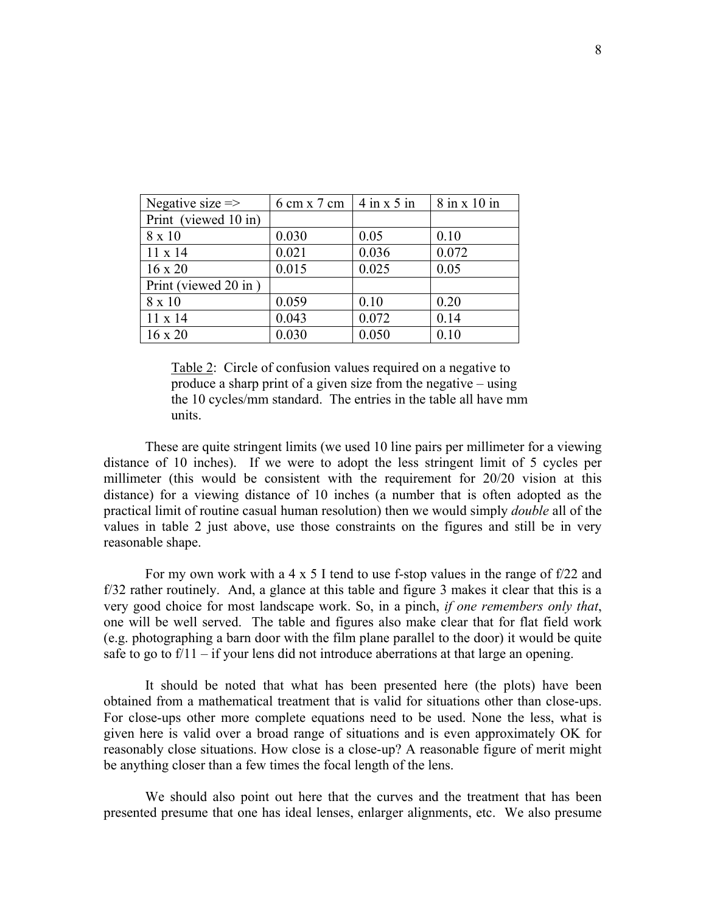| Negative size => | 6 cm x 7 cm | 4 in x 5 in | 8 in x 10 in |
|---|---|---|---|
| Print (viewed 10 in) | | | |
| 8 x 10 | 0.030 | 0.05 | 0.10 |
| 11 x 14 | 0.021 | 0.036 | 0.072 |
| 16 x 20 | 0.015 | 0.025 | 0.05 |
| Print (viewed 20 in ) | | | |
| 8 x 10 | 0.059 | 0.10 | 0.20 |
| 11 x 14 | 0.043 | 0.072 | 0.14 |
| 16 x 20 | 0.030 | 0.050 | 0.10 |

Table 2: Circle of confusion values required on a negative to produce a sharp print of a given size from the negative – using the 10 cycles/mm standard. The entries in the table all have mm units.

These are quite stringent limits (we used 10 line pairs per millimeter for a viewing distance of 10 inches). If we were to adopt the less stringent limit of 5 cycles per millimeter (this would be consistent with the requirement for 20/20 vision at this distance) for a viewing distance of 10 inches (a number that is often adopted as the practical limit of routine casual human resolution) then we would simply *double* all of the values in table 2 just above, use those constraints on the figures and still be in very reasonable shape.

For my own work with a 4 x 5 I tend to use f-stop values in the range of f/22 and f/32 rather routinely. And, a glance at this table and figure 3 makes it clear that this is a very good choice for most landscape work. So, in a pinch, *if one remembers only that*, one will be well served. The table and figures also make clear that for flat field work (e.g. photographing a barn door with the film plane parallel to the door) it would be quite safe to go to f/11 – if your lens did not introduce aberrations at that large an opening.

It should be noted that what has been presented here (the plots) have been obtained from a mathematical treatment that is valid for situations other than close-ups. For close-ups other more complete equations need to be used. None the less, what is given here is valid over a broad range of situations and is even approximately OK for reasonably close situations. How close is a close-up? A reasonable figure of merit might be anything closer than a few times the focal length of the lens.

We should also point out here that the curves and the treatment that has been presented presume that one has ideal lenses, enlarger alignments, etc. We also presume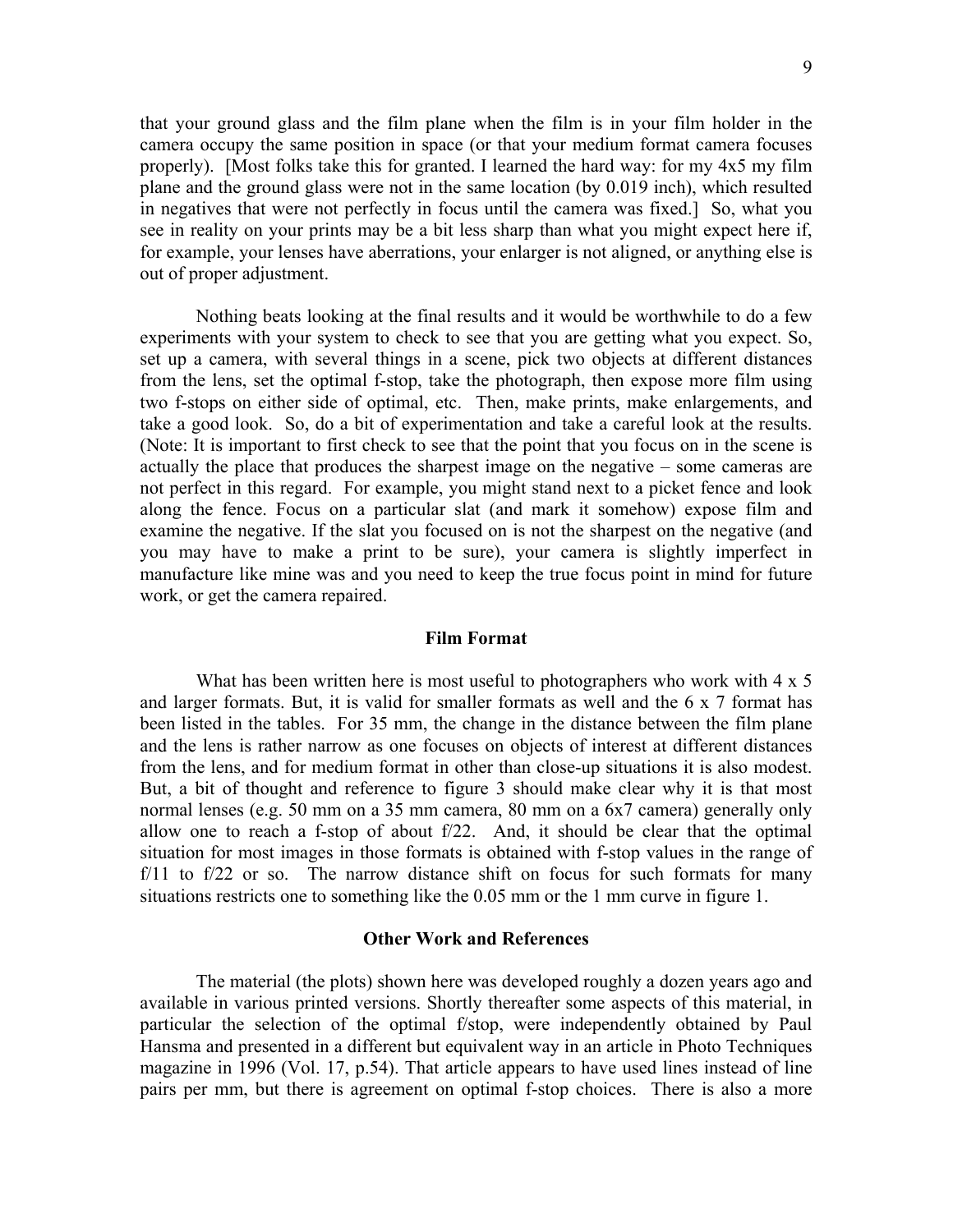that your ground glass and the film plane when the film is in your film holder in the camera occupy the same position in space (or that your medium format camera focuses properly). [Most folks take this for granted. I learned the hard way: for my 4x5 my film plane and the ground glass were not in the same location (by 0.019 inch), which resulted in negatives that were not perfectly in focus until the camera was fixed.] So, what you see in reality on your prints may be a bit less sharp than what you might expect here if, for example, your lenses have aberrations, your enlarger is not aligned, or anything else is out of proper adjustment.

Nothing beats looking at the final results and it would be worthwhile to do a few experiments with your system to check to see that you are getting what you expect. So, set up a camera, with several things in a scene, pick two objects at different distances from the lens, set the optimal f-stop, take the photograph, then expose more film using two f-stops on either side of optimal, etc. Then, make prints, make enlargements, and take a good look. So, do a bit of experimentation and take a careful look at the results. (Note: It is important to first check to see that the point that you focus on in the scene is actually the place that produces the sharpest image on the negative – some cameras are not perfect in this regard. For example, you might stand next to a picket fence and look along the fence. Focus on a particular slat (and mark it somehow) expose film and examine the negative. If the slat you focused on is not the sharpest on the negative (and you may have to make a print to be sure), your camera is slightly imperfect in manufacture like mine was and you need to keep the true focus point in mind for future work, or get the camera repaired.

## Film Format

What has been written here is most useful to photographers who work with 4 x 5 and larger formats. But, it is valid for smaller formats as well and the 6 x 7 format has been listed in the tables. For 35 mm, the change in the distance between the film plane and the lens is rather narrow as one focuses on objects of interest at different distances from the lens, and for medium format in other than close-up situations it is also modest. But, a bit of thought and reference to figure 3 should make clear why it is that most normal lenses (e.g. 50 mm on a 35 mm camera, 80 mm on a 6x7 camera) generally only allow one to reach a f-stop of about f/22. And, it should be clear that the optimal situation for most images in those formats is obtained with f-stop values in the range of f/11 to f/22 or so. The narrow distance shift on focus for such formats for many situations restricts one to something like the 0.05 mm or the 1 mm curve in figure 1.

## Other Work and References

The material (the plots) shown here was developed roughly a dozen years ago and available in various printed versions. Shortly thereafter some aspects of this material, in particular the selection of the optimal f/stop, were independently obtained by Paul Hansma and presented in a different but equivalent way in an article in Photo Techniques magazine in 1996 (Vol. 17, p.54). That article appears to have used lines instead of line pairs per mm, but there is agreement on optimal f-stop choices. There is also a more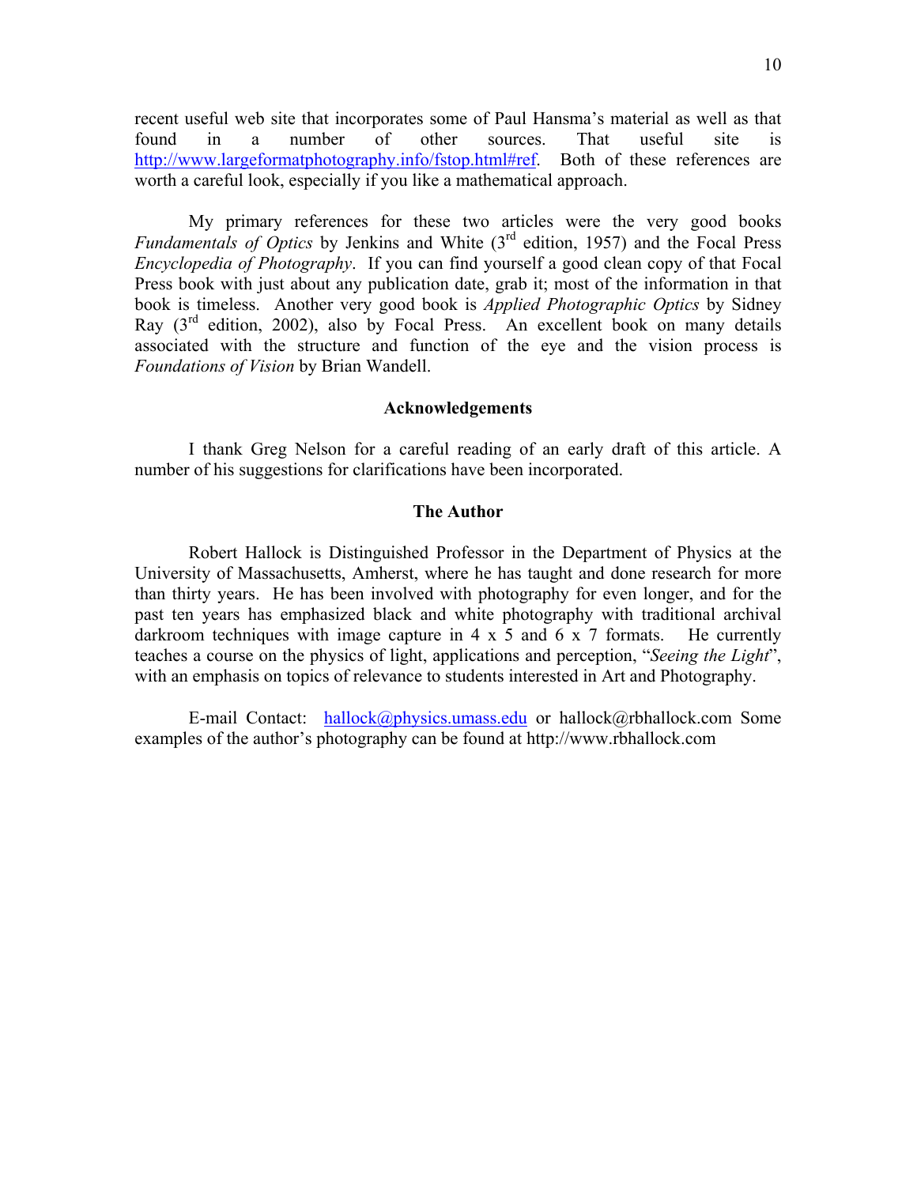recent useful web site that incorporates some of Paul Hansma's material as well as that found in a number of other sources. That useful site is http://www.largeformatphotography.info/fstop.html#ref. Both of these references are worth a careful look, especially if you like a mathematical approach.

My primary references for these two articles were the very good books *Fundamentals of Optics* by Jenkins and White (3rd edition, 1957) and the Focal Press *Encyclopedia of Photography*. If you can find yourself a good clean copy of that Focal Press book with just about any publication date, grab it; most of the information in that book is timeless. Another very good book is *Applied Photographic Optics* by Sidney Ray (3rd edition, 2002), also by Focal Press. An excellent book on many details associated with the structure and function of the eye and the vision process is *Foundations of Vision* by Brian Wandell.

## Acknowledgements

I thank Greg Nelson for a careful reading of an early draft of this article. A number of his suggestions for clarifications have been incorporated.

## The Author

Robert Hallock is Distinguished Professor in the Department of Physics at the University of Massachusetts, Amherst, where he has taught and done research for more than thirty years. He has been involved with photography for even longer, and for the past ten years has emphasized black and white photography with traditional archival darkroom techniques with image capture in 4 x 5 and 6 x 7 formats. He currently teaches a course on the physics of light, applications and perception, "*Seeing the Light*", with an emphasis on topics of relevance to students interested in Art and Photography.

E-mail Contact: hallock@physics.umass.edu or hallock@rbhallock.com Some examples of the author's photography can be found at http://www.rbhallock.com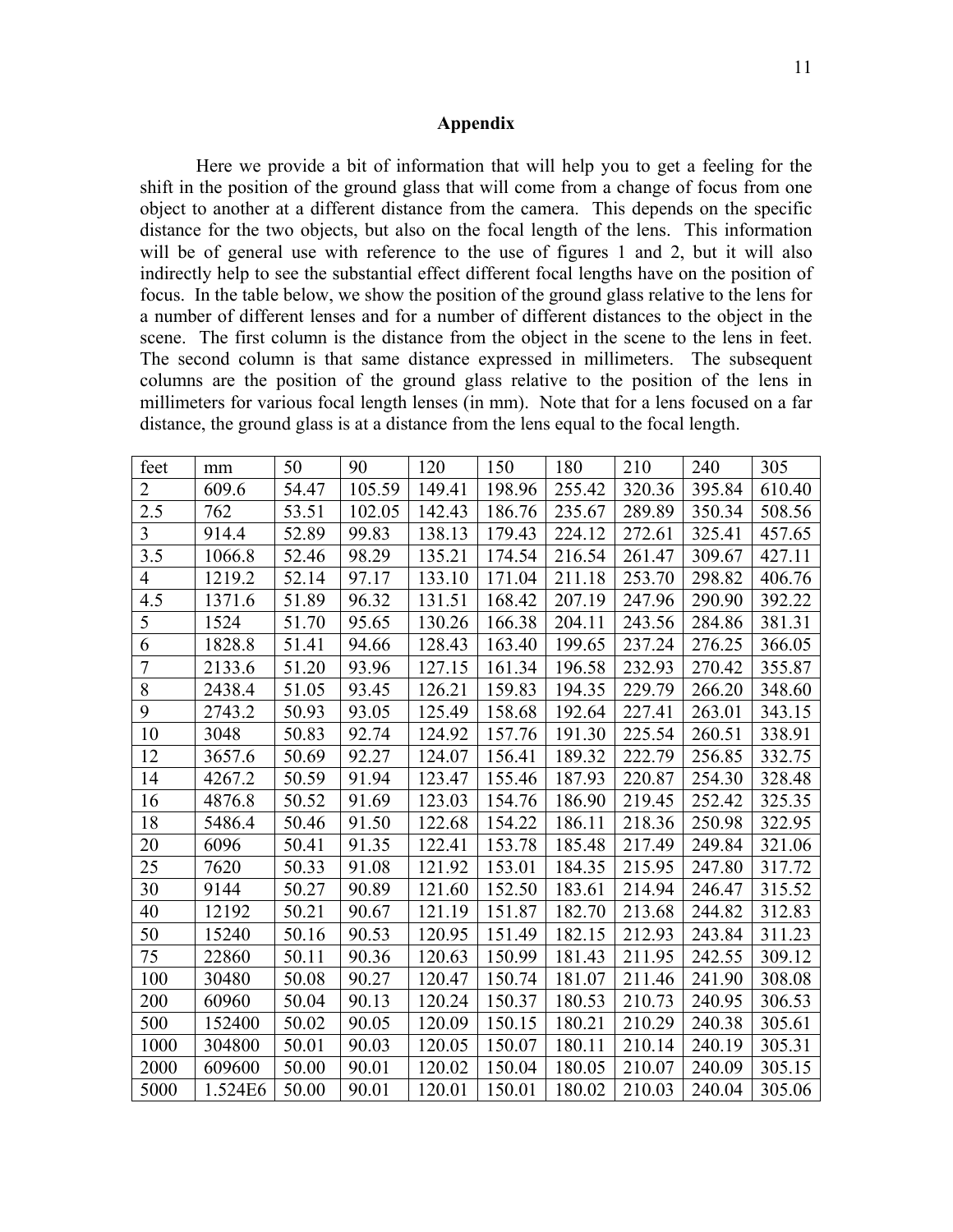## Appendix

Here we provide a bit of information that will help you to get a feeling for the shift in the position of the ground glass that will come from a change of focus from one object to another at a different distance from the camera. This depends on the specific distance for the two objects, but also on the focal length of the lens. This information will be of general use with reference to the use of figures 1 and 2, but it will also indirectly help to see the substantial effect different focal lengths have on the position of focus. In the table below, we show the position of the ground glass relative to the lens for a number of different lenses and for a number of different distances to the object in the scene. The first column is the distance from the object in the scene to the lens in feet. The second column is that same distance expressed in millimeters. The subsequent columns are the position of the ground glass relative to the position of the lens in millimeters for various focal length lenses (in mm). Note that for a lens focused on a far distance, the ground glass is at a distance from the lens equal to the focal length.

| feet | mm | 50 | 90 | 120 | 150 | 180 | 210 | 240 | 305 |
|---|---|---|---|---|---|---|---|---|---|
| 2 | 609.6 | 54.47 | 105.59 | 149.41 | 198.96 | 255.42 | 320.36 | 395.84 | 610.40 |
| 2.5 | 762 | 53.51 | 102.05 | 142.43 | 186.76 | 235.67 | 289.89 | 350.34 | 508.56 |
| 3 | 914.4 | 52.89 | 99.83 | 138.13 | 179.43 | 224.12 | 272.61 | 325.41 | 457.65 |
| 3.5 | 1066.8 | 52.46 | 98.29 | 135.21 | 174.54 | 216.54 | 261.47 | 309.67 | 427.11 |
| 4 | 1219.2 | 52.14 | 97.17 | 133.10 | 171.04 | 211.18 | 253.70 | 298.82 | 406.76 |
| 4.5 | 1371.6 | 51.89 | 96.32 | 131.51 | 168.42 | 207.19 | 247.96 | 290.90 | 392.22 |
| 5 | 1524 | 51.70 | 95.65 | 130.26 | 166.38 | 204.11 | 243.56 | 284.86 | 381.31 |
| 6 | 1828.8 | 51.41 | 94.66 | 128.43 | 163.40 | 199.65 | 237.24 | 276.25 | 366.05 |
| 7 | 2133.6 | 51.20 | 93.96 | 127.15 | 161.34 | 196.58 | 232.93 | 270.42 | 355.87 |
| 8 | 2438.4 | 51.05 | 93.45 | 126.21 | 159.83 | 194.35 | 229.79 | 266.20 | 348.60 |
| 9 | 2743.2 | 50.93 | 93.05 | 125.49 | 158.68 | 192.64 | 227.41 | 263.01 | 343.15 |
| 10 | 3048 | 50.83 | 92.74 | 124.92 | 157.76 | 191.30 | 225.54 | 260.51 | 338.91 |
| 12 | 3657.6 | 50.69 | 92.27 | 124.07 | 156.41 | 189.32 | 222.79 | 256.85 | 332.75 |
| 14 | 4267.2 | 50.59 | 91.94 | 123.47 | 155.46 | 187.93 | 220.87 | 254.30 | 328.48 |
| 16 | 4876.8 | 50.52 | 91.69 | 123.03 | 154.76 | 186.90 | 219.45 | 252.42 | 325.35 |
| 18 | 5486.4 | 50.46 | 91.50 | 122.68 | 154.22 | 186.11 | 218.36 | 250.98 | 322.95 |
| 20 | 6096 | 50.41 | 91.35 | 122.41 | 153.78 | 185.48 | 217.49 | 249.84 | 321.06 |
| 25 | 7620 | 50.33 | 91.08 | 121.92 | 153.01 | 184.35 | 215.95 | 247.80 | 317.72 |
| 30 | 9144 | 50.27 | 90.89 | 121.60 | 152.50 | 183.61 | 214.94 | 246.47 | 315.52 |
| 40 | 12192 | 50.21 | 90.67 | 121.19 | 151.87 | 182.70 | 213.68 | 244.82 | 312.83 |
| 50 | 15240 | 50.16 | 90.53 | 120.95 | 151.49 | 182.15 | 212.93 | 243.84 | 311.23 |
| 75 | 22860 | 50.11 | 90.36 | 120.63 | 150.99 | 181.43 | 211.95 | 242.55 | 309.12 |
| 100 | 30480 | 50.08 | 90.27 | 120.47 | 150.74 | 181.07 | 211.46 | 241.90 | 308.08 |
| 200 | 60960 | 50.04 | 90.13 | 120.24 | 150.37 | 180.53 | 210.73 | 240.95 | 306.53 |
| 500 | 152400 | 50.02 | 90.05 | 120.09 | 150.15 | 180.21 | 210.29 | 240.38 | 305.61 |
| 1000 | 304800 | 50.01 | 90.03 | 120.05 | 150.07 | 180.11 | 210.14 | 240.19 | 305.31 |
| 2000 | 609600 | 50.00 | 90.01 | 120.02 | 150.04 | 180.05 | 210.07 | 240.09 | 305.15 |
| 5000 | 1.524E6 | 50.00 | 90.01 | 120.01 | 150.01 | 180.02 | 210.03 | 240.04 | 305.06 |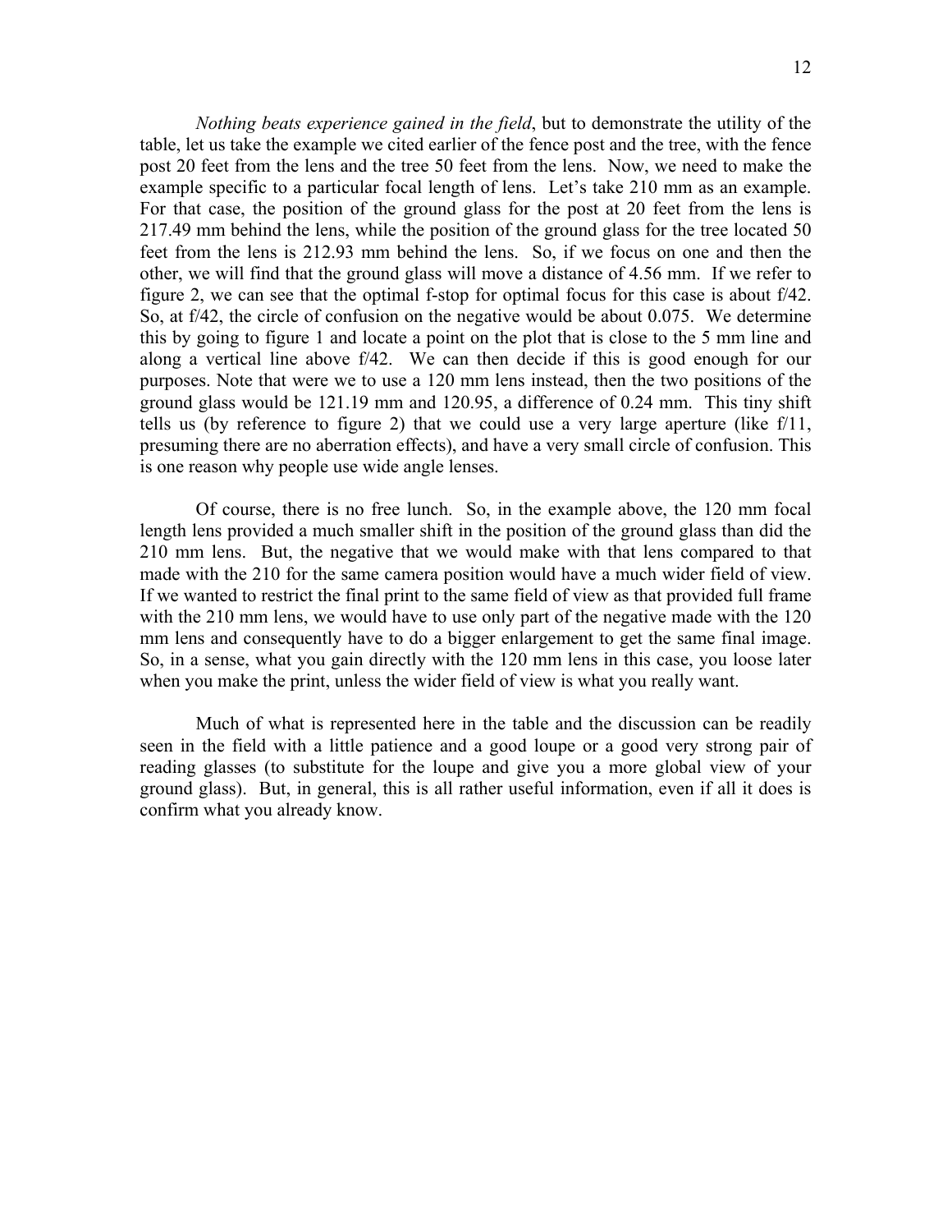*Nothing beats experience gained in the field*, but to demonstrate the utility of the table, let us take the example we cited earlier of the fence post and the tree, with the fence post 20 feet from the lens and the tree 50 feet from the lens. Now, we need to make the example specific to a particular focal length of lens. Let's take 210 mm as an example. For that case, the position of the ground glass for the post at 20 feet from the lens is 217.49 mm behind the lens, while the position of the ground glass for the tree located 50 feet from the lens is 212.93 mm behind the lens. So, if we focus on one and then the other, we will find that the ground glass will move a distance of 4.56 mm. If we refer to figure 2, we can see that the optimal f-stop for optimal focus for this case is about f/42. So, at f/42, the circle of confusion on the negative would be about 0.075. We determine this by going to figure 1 and locate a point on the plot that is close to the 5 mm line and along a vertical line above f/42. We can then decide if this is good enough for our purposes. Note that were we to use a 120 mm lens instead, then the two positions of the ground glass would be 121.19 mm and 120.95, a difference of 0.24 mm. This tiny shift tells us (by reference to figure 2) that we could use a very large aperture (like f/11, presuming there are no aberration effects), and have a very small circle of confusion. This is one reason why people use wide angle lenses.

Of course, there is no free lunch. So, in the example above, the 120 mm focal length lens provided a much smaller shift in the position of the ground glass than did the 210 mm lens. But, the negative that we would make with that lens compared to that made with the 210 for the same camera position would have a much wider field of view. If we wanted to restrict the final print to the same field of view as that provided full frame with the 210 mm lens, we would have to use only part of the negative made with the 120 mm lens and consequently have to do a bigger enlargement to get the same final image. So, in a sense, what you gain directly with the 120 mm lens in this case, you loose later when you make the print, unless the wider field of view is what you really want.

Much of what is represented here in the table and the discussion can be readily seen in the field with a little patience and a good loupe or a good very strong pair of reading glasses (to substitute for the loupe and give you a more global view of your ground glass). But, in general, this is all rather useful information, even if all it does is confirm what you already know.